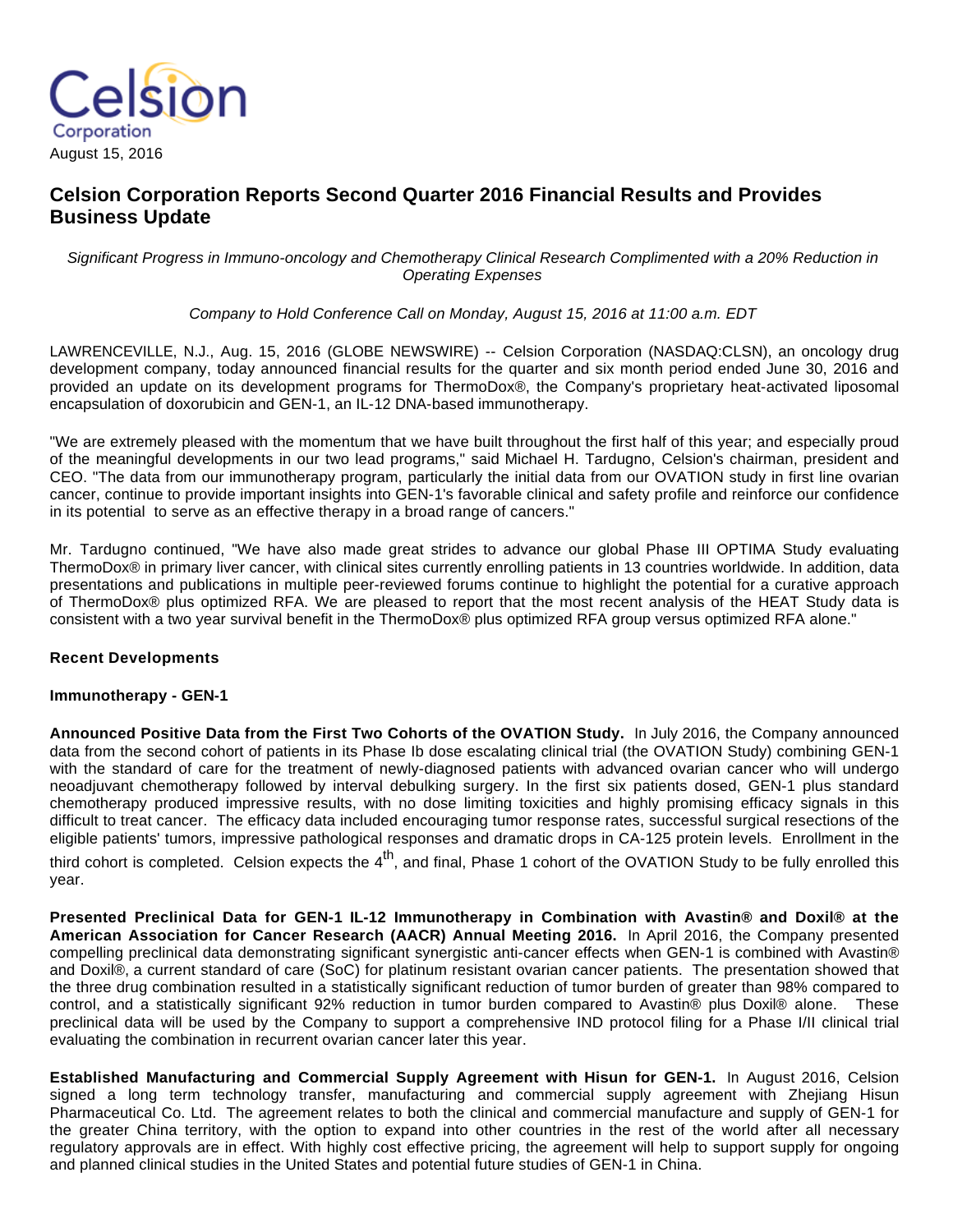Celsion Corporation

August 15, 2016

# Celsion Corporation Reports Second Quarter 2016 Financial Results and Provides Business Update

*Significant Progress in Immuno-oncology and Chemotherapy Clinical Research Complimented with a 20% Reduction in Operating Expenses*

*Company to Hold Conference Call on Monday, August 15, 2016 at 11:00 a.m. EDT*

LAWRENCEVILLE, N.J., Aug. 15, 2016 (GLOBE NEWSWIRE) -- Celsion Corporation (NASDAQ:CLSN), an oncology drug development company, today announced financial results for the quarter and six month period ended June 30, 2016 and provided an update on its development programs for ThermoDox®, the Company's proprietary heat-activated liposomal encapsulation of doxorubicin and GEN-1, an IL-12 DNA-based immunotherapy.

"We are extremely pleased with the momentum that we have built throughout the first half of this year; and especially proud of the meaningful developments in our two lead programs," said Michael H. Tardugno, Celsion's chairman, president and CEO. "The data from our immunotherapy program, particularly the initial data from our OVATION study in first line ovarian cancer, continue to provide important insights into GEN-1's favorable clinical and safety profile and reinforce our confidence in its potential to serve as an effective therapy in a broad range of cancers."

Mr. Tardugno continued, "We have also made great strides to advance our global Phase III OPTIMA Study evaluating ThermoDox® in primary liver cancer, with clinical sites currently enrolling patients in 13 countries worldwide. In addition, data presentations and publications in multiple peer-reviewed forums continue to highlight the potential for a curative approach of ThermoDox® plus optimized RFA. We are pleased to report that the most recent analysis of the HEAT Study data is consistent with a two year survival benefit in the ThermoDox® plus optimized RFA group versus optimized RFA alone."

## Recent Developments

### Immunotherapy - GEN-1

**Announced Positive Data from the First Two Cohorts of the OVATION Study.** In July 2016, the Company announced data from the second cohort of patients in its Phase Ib dose escalating clinical trial (the OVATION Study) combining GEN-1 with the standard of care for the treatment of newly-diagnosed patients with advanced ovarian cancer who will undergo neoadjuvant chemotherapy followed by interval debulking surgery. In the first six patients dosed, GEN-1 plus standard chemotherapy produced impressive results, with no dose limiting toxicities and highly promising efficacy signals in this difficult to treat cancer. The efficacy data included encouraging tumor response rates, successful surgical resections of the eligible patients' tumors, impressive pathological responses and dramatic drops in CA-125 protein levels. Enrollment in the third cohort is completed. Celsion expects the 4th, and final, Phase 1 cohort of the OVATION Study to be fully enrolled this year.

**Presented Preclinical Data for GEN-1 IL-12 Immunotherapy in Combination with Avastin® and Doxil® at the American Association for Cancer Research (AACR) Annual Meeting 2016.** In April 2016, the Company presented compelling preclinical data demonstrating significant synergistic anti-cancer effects when GEN-1 is combined with Avastin® and Doxil®, a current standard of care (SoC) for platinum resistant ovarian cancer patients. The presentation showed that the three drug combination resulted in a statistically significant reduction of tumor burden of greater than 98% compared to control, and a statistically significant 92% reduction in tumor burden compared to Avastin® plus Doxil® alone. These preclinical data will be used by the Company to support a comprehensive IND protocol filing for a Phase I/II clinical trial evaluating the combination in recurrent ovarian cancer later this year.

**Established Manufacturing and Commercial Supply Agreement with Hisun for GEN-1.** In August 2016, Celsion signed a long term technology transfer, manufacturing and commercial supply agreement with Zhejiang Hisun Pharmaceutical Co. Ltd. The agreement relates to both the clinical and commercial manufacture and supply of GEN-1 for the greater China territory, with the option to expand into other countries in the rest of the world after all necessary regulatory approvals are in effect. With highly cost effective pricing, the agreement will help to support supply for ongoing and planned clinical studies in the United States and potential future studies of GEN-1 in China.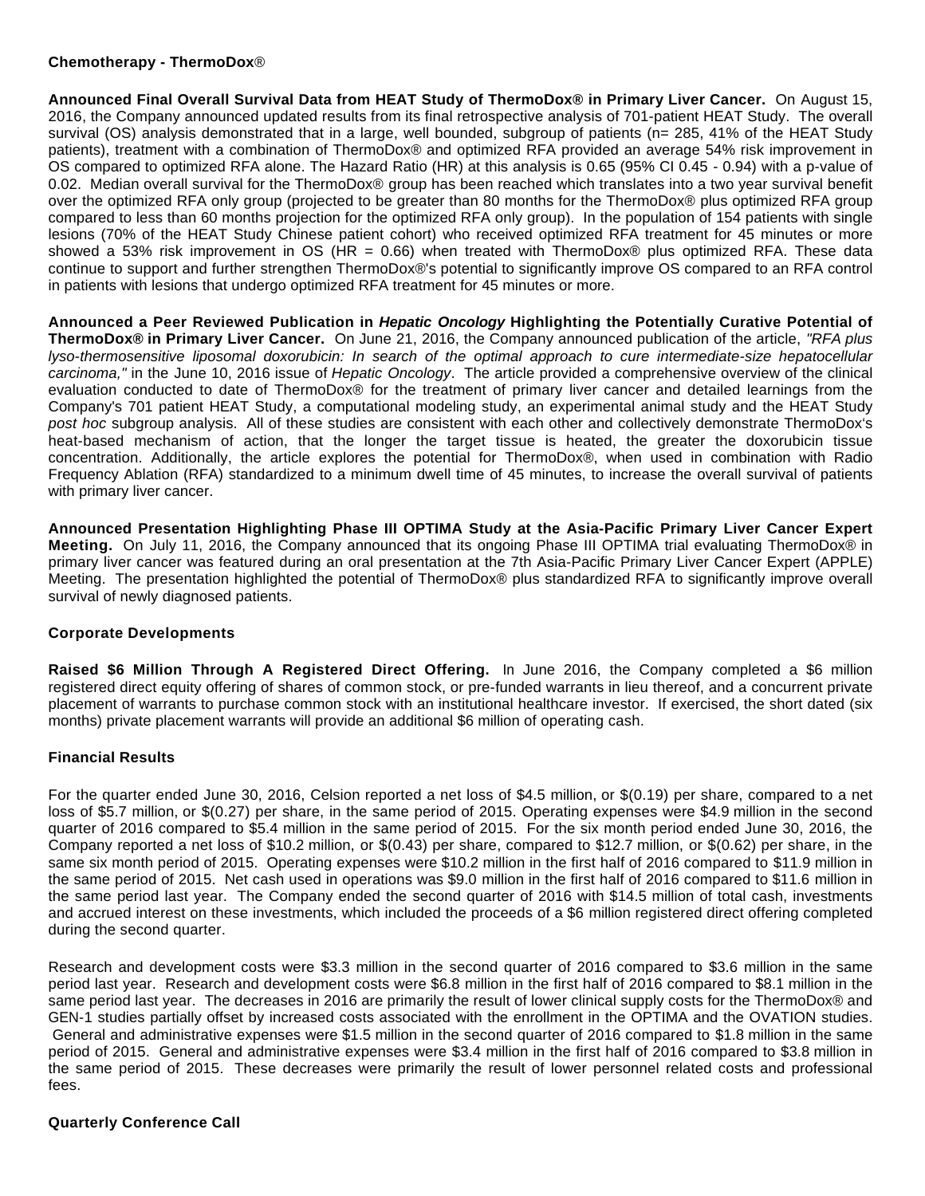**Chemotherapy - ThermoDox®**

**Announced Final Overall Survival Data from HEAT Study of ThermoDox® in Primary Liver Cancer.** On August 15, 2016, the Company announced updated results from its final retrospective analysis of 701-patient HEAT Study. The overall survival (OS) analysis demonstrated that in a large, well bounded, subgroup of patients (n= 285, 41% of the HEAT Study patients), treatment with a combination of ThermoDox® and optimized RFA provided an average 54% risk improvement in OS compared to optimized RFA alone. The Hazard Ratio (HR) at this analysis is 0.65 (95% CI 0.45 - 0.94) with a p-value of 0.02. Median overall survival for the ThermoDox® group has been reached which translates into a two year survival benefit over the optimized RFA only group (projected to be greater than 80 months for the ThermoDox® plus optimized RFA group compared to less than 60 months projection for the optimized RFA only group). In the population of 154 patients with single lesions (70% of the HEAT Study Chinese patient cohort) who received optimized RFA treatment for 45 minutes or more showed a 53% risk improvement in OS (HR = 0.66) when treated with ThermoDox® plus optimized RFA. These data continue to support and further strengthen ThermoDox®'s potential to significantly improve OS compared to an RFA control in patients with lesions that undergo optimized RFA treatment for 45 minutes or more.

**Announced a Peer Reviewed Publication in *Hepatic Oncology* Highlighting the Potentially Curative Potential of ThermoDox® in Primary Liver Cancer.** On June 21, 2016, the Company announced publication of the article, *"RFA plus lyso-thermosensitive liposomal doxorubicin: In search of the optimal approach to cure intermediate-size hepatocellular carcinoma,"* in the June 10, 2016 issue of *Hepatic Oncology*. The article provided a comprehensive overview of the clinical evaluation conducted to date of ThermoDox® for the treatment of primary liver cancer and detailed learnings from the Company's 701 patient HEAT Study, a computational modeling study, an experimental animal study and the HEAT Study *post hoc* subgroup analysis. All of these studies are consistent with each other and collectively demonstrate ThermoDox's heat-based mechanism of action, that the longer the target tissue is heated, the greater the doxorubicin tissue concentration. Additionally, the article explores the potential for ThermoDox®, when used in combination with Radio Frequency Ablation (RFA) standardized to a minimum dwell time of 45 minutes, to increase the overall survival of patients with primary liver cancer.

**Announced Presentation Highlighting Phase III OPTIMA Study at the Asia-Pacific Primary Liver Cancer Expert Meeting.** On July 11, 2016, the Company announced that its ongoing Phase III OPTIMA trial evaluating ThermoDox® in primary liver cancer was featured during an oral presentation at the 7th Asia-Pacific Primary Liver Cancer Expert (APPLE) Meeting. The presentation highlighted the potential of ThermoDox® plus standardized RFA to significantly improve overall survival of newly diagnosed patients.

**Corporate Developments**

**Raised $6 Million Through A Registered Direct Offering.** In June 2016, the Company completed a $6 million registered direct equity offering of shares of common stock, or pre-funded warrants in lieu thereof, and a concurrent private placement of warrants to purchase common stock with an institutional healthcare investor. If exercised, the short dated (six months) private placement warrants will provide an additional $6 million of operating cash.

**Financial Results**

For the quarter ended June 30, 2016, Celsion reported a net loss of $4.5 million, or $(0.19) per share, compared to a net loss of $5.7 million, or $(0.27) per share, in the same period of 2015. Operating expenses were $4.9 million in the second quarter of 2016 compared to $5.4 million in the same period of 2015. For the six month period ended June 30, 2016, the Company reported a net loss of $10.2 million, or $(0.43) per share, compared to $12.7 million, or $(0.62) per share, in the same six month period of 2015. Operating expenses were $10.2 million in the first half of 2016 compared to $11.9 million in the same period of 2015. Net cash used in operations was $9.0 million in the first half of 2016 compared to $11.6 million in the same period last year. The Company ended the second quarter of 2016 with $14.5 million of total cash, investments and accrued interest on these investments, which included the proceeds of a $6 million registered direct offering completed during the second quarter.

Research and development costs were $3.3 million in the second quarter of 2016 compared to $3.6 million in the same period last year. Research and development costs were $6.8 million in the first half of 2016 compared to $8.1 million in the same period last year. The decreases in 2016 are primarily the result of lower clinical supply costs for the ThermoDox® and GEN-1 studies partially offset by increased costs associated with the enrollment in the OPTIMA and the OVATION studies. General and administrative expenses were $1.5 million in the second quarter of 2016 compared to $1.8 million in the same period of 2015. General and administrative expenses were $3.4 million in the first half of 2016 compared to $3.8 million in the same period of 2015. These decreases were primarily the result of lower personnel related costs and professional fees.

**Quarterly Conference Call**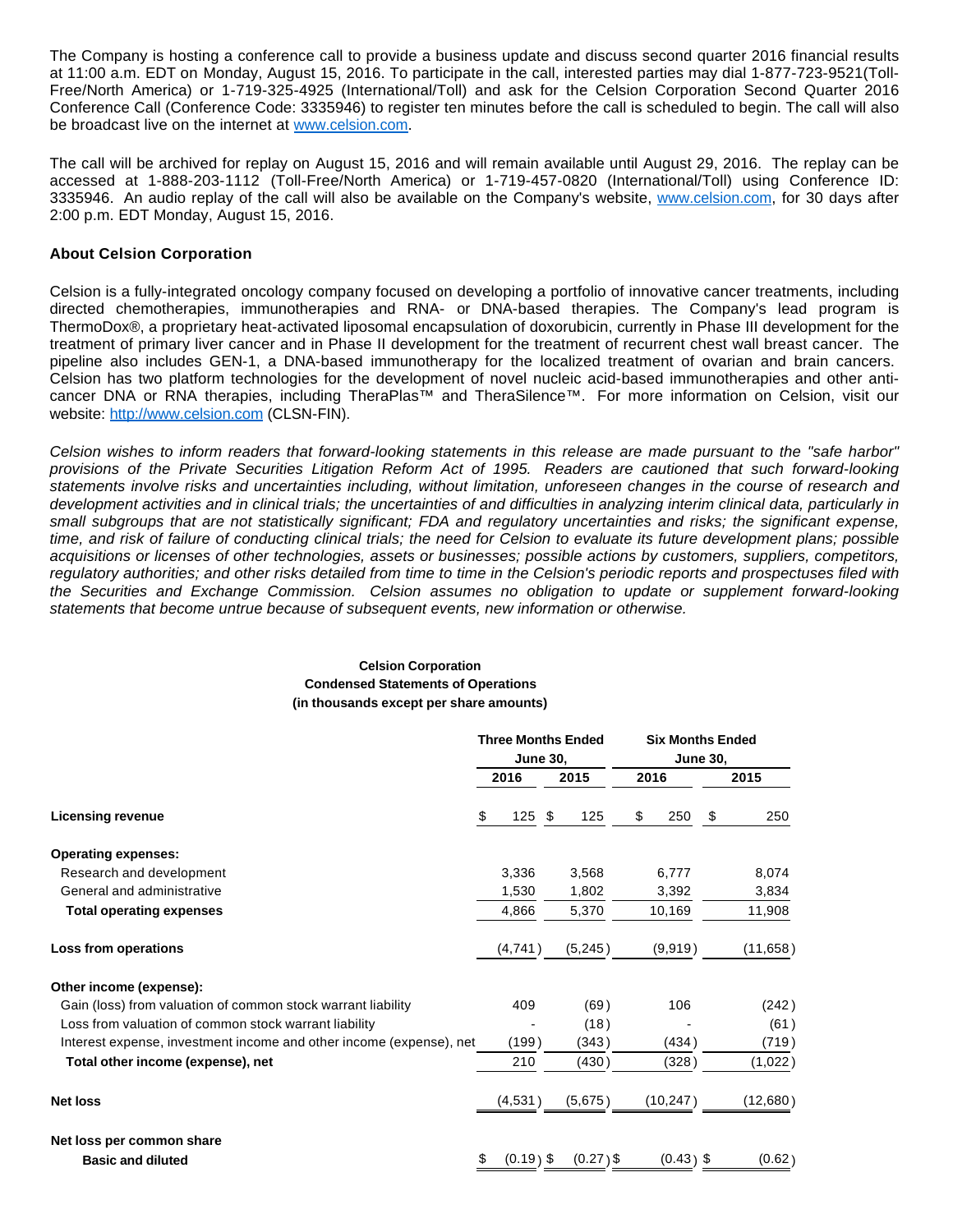The Company is hosting a conference call to provide a business update and discuss second quarter 2016 financial results at 11:00 a.m. EDT on Monday, August 15, 2016. To participate in the call, interested parties may dial 1-877-723-9521(Toll-Free/North America) or 1-719-325-4925 (International/Toll) and ask for the Celsion Corporation Second Quarter 2016 Conference Call (Conference Code: 3335946) to register ten minutes before the call is scheduled to begin. The call will also be broadcast live on the internet at [www.celsion.com](http://www.celsion.com).

The call will be archived for replay on August 15, 2016 and will remain available until August 29, 2016. The replay can be accessed at 1-888-203-1112 (Toll-Free/North America) or 1-719-457-0820 (International/Toll) using Conference ID: 3335946. An audio replay of the call will also be available on the Company's website, [www.celsion.com](http://www.celsion.com), for 30 days after 2:00 p.m. EDT Monday, August 15, 2016.

### About Celsion Corporation

Celsion is a fully-integrated oncology company focused on developing a portfolio of innovative cancer treatments, including directed chemotherapies, immunotherapies and RNA- or DNA-based therapies. The Company's lead program is ThermoDox®, a proprietary heat-activated liposomal encapsulation of doxorubicin, currently in Phase III development for the treatment of primary liver cancer and in Phase II development for the treatment of recurrent chest wall breast cancer. The pipeline also includes GEN-1, a DNA-based immunotherapy for the localized treatment of ovarian and brain cancers. Celsion has two platform technologies for the development of novel nucleic acid-based immunotherapies and other anti-cancer DNA or RNA therapies, including TheraPlas™ and TheraSilence™. For more information on Celsion, visit our website: [http://www.celsion.com](http://www.celsion.com) (CLSN-FIN).

*Celsion wishes to inform readers that forward-looking statements in this release are made pursuant to the "safe harbor" provisions of the Private Securities Litigation Reform Act of 1995. Readers are cautioned that such forward-looking statements involve risks and uncertainties including, without limitation, unforeseen changes in the course of research and development activities and in clinical trials; the uncertainties of and difficulties in analyzing interim clinical data, particularly in small subgroups that are not statistically significant; FDA and regulatory uncertainties and risks; the significant expense, time, and risk of failure of conducting clinical trials; the need for Celsion to evaluate its future development plans; possible acquisitions or licenses of other technologies, assets or businesses; possible actions by customers, suppliers, competitors, regulatory authorities; and other risks detailed from time to time in the Celsion's periodic reports and prospectuses filed with the Securities and Exchange Commission. Celsion assumes no obligation to update or supplement forward-looking statements that become untrue because of subsequent events, new information or otherwise.*

**Celsion Corporation**
**Condensed Statements of Operations**
**(in thousands except per share amounts)**

| | Three Months Ended June 30, | | Six Months Ended June 30, | |
|---|---|---|---|---|
| | 2016 | 2015 | 2016 | 2015 |
| **Licensing revenue** | $ 125 | $ 125 | $ 250 | $ 250 |
| **Operating expenses:** | | | | |
| Research and development | 3,336 | 3,568 | 6,777 | 8,074 |
| General and administrative | 1,530 | 1,802 | 3,392 | 3,834 |
| **Total operating expenses** | 4,866 | 5,370 | 10,169 | 11,908 |
| **Loss from operations** | (4,741) | (5,245) | (9,919) | (11,658) |
| **Other income (expense):** | | | | |
| Gain (loss) from valuation of common stock warrant liability | 409 | (69) | 106 | (242) |
| Loss from valuation of common stock warrant liability | - | (18) | - | (61) |
| Interest expense, investment income and other income (expense), net | (199) | (343) | (434) | (719) |
| **Total other income (expense), net** | 210 | (430) | (328) | (1,022) |
| **Net loss** | (4,531) | (5,675) | (10,247) | (12,680) |
| **Net loss per common share** | | | | |
| **Basic and diluted** | $ (0.19) | $ (0.27) | $ (0.43) | $ (0.62) |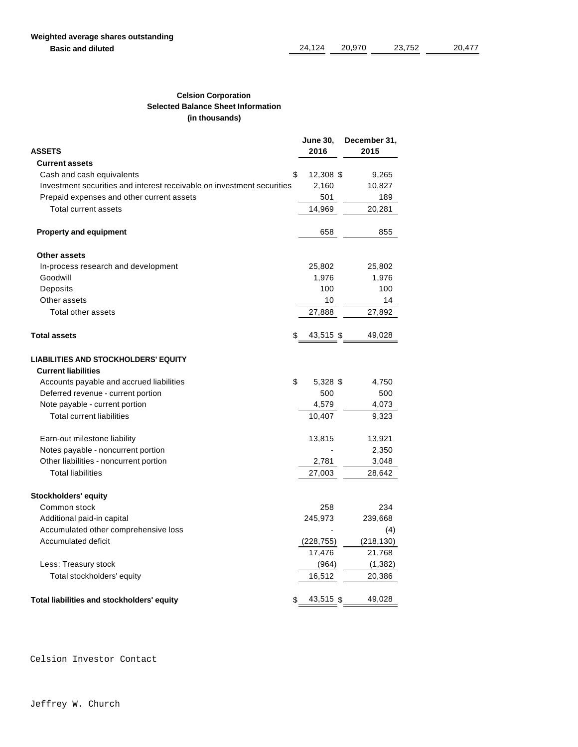| Weighted average shares outstanding | | | | |
|---|---|---|---|---|
| Basic and diluted | 24,124 | 20,970 | 23,752 | 20,477 |

**Celsion Corporation**
**Selected Balance Sheet Information**
**(in thousands)**

| ASSETS | June 30, 2016 | December 31, 2015 |
|---|---|---|
| **Current assets** | | |
| Cash and cash equivalents | $ 12,308 | $ 9,265 |
| Investment securities and interest receivable on investment securities | 2,160 | 10,827 |
| Prepaid expenses and other current assets | 501 | 189 |
| Total current assets | 14,969 | 20,281 |
| **Property and equipment** | 658 | 855 |
| **Other assets** | | |
| In-process research and development | 25,802 | 25,802 |
| Goodwill | 1,976 | 1,976 |
| Deposits | 100 | 100 |
| Other assets | 10 | 14 |
| Total other assets | 27,888 | 27,892 |
| **Total assets** | $ 43,515 | $ 49,028 |
| **LIABILITIES AND STOCKHOLDERS' EQUITY** | | |
| **Current liabilities** | | |
| Accounts payable and accrued liabilities | $ 5,328 | $ 4,750 |
| Deferred revenue - current portion | 500 | 500 |
| Note payable - current portion | 4,579 | 4,073 |
| Total current liabilities | 10,407 | 9,323 |
| Earn-out milestone liability | 13,815 | 13,921 |
| Notes payable - noncurrent portion | - | 2,350 |
| Other liabilities - noncurrent portion | 2,781 | 3,048 |
| Total liabilities | 27,003 | 28,642 |
| **Stockholders' equity** | | |
| Common stock | 258 | 234 |
| Additional paid-in capital | 245,973 | 239,668 |
| Accumulated other comprehensive loss | - | (4) |
| Accumulated deficit | (228,755) | (218,130) |
| | 17,476 | 21,768 |
| Less: Treasury stock | (964) | (1,382) |
| Total stockholders' equity | 16,512 | 20,386 |
| **Total liabilities and stockholders' equity** | $ 43,515 | $ 49,028 |

Celsion Investor Contact

Jeffrey W. Church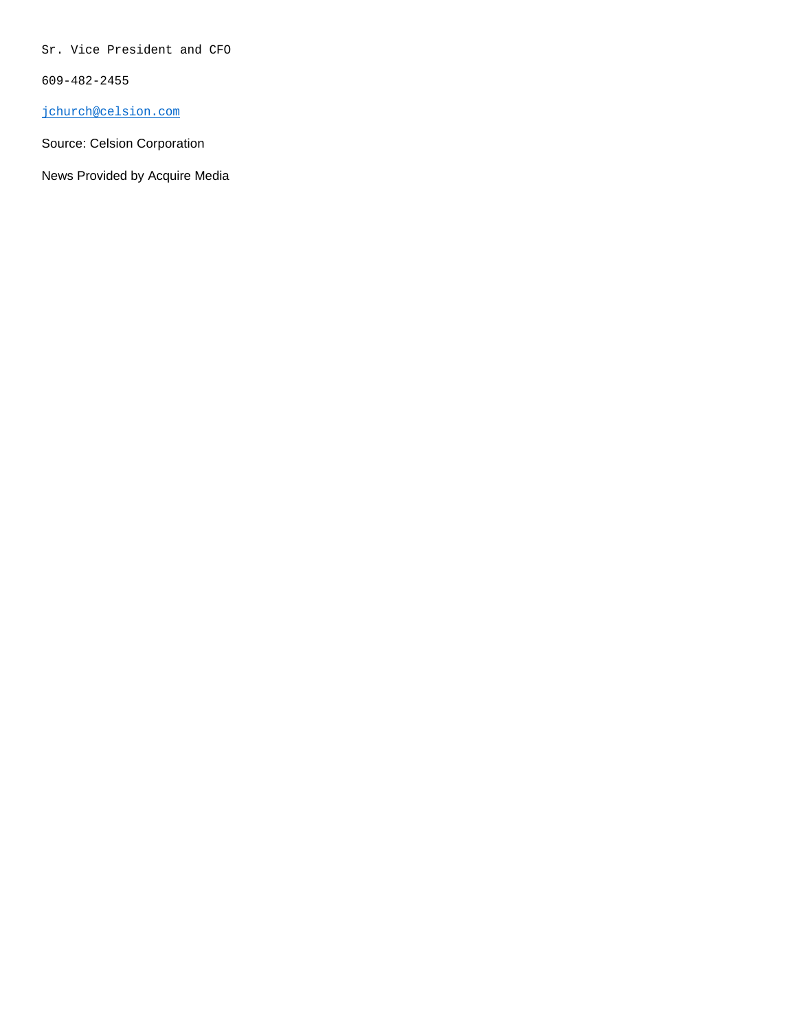Sr. Vice President and CFO

609-482-2455

jchurch@celsion.com

Source: Celsion Corporation

News Provided by Acquire Media